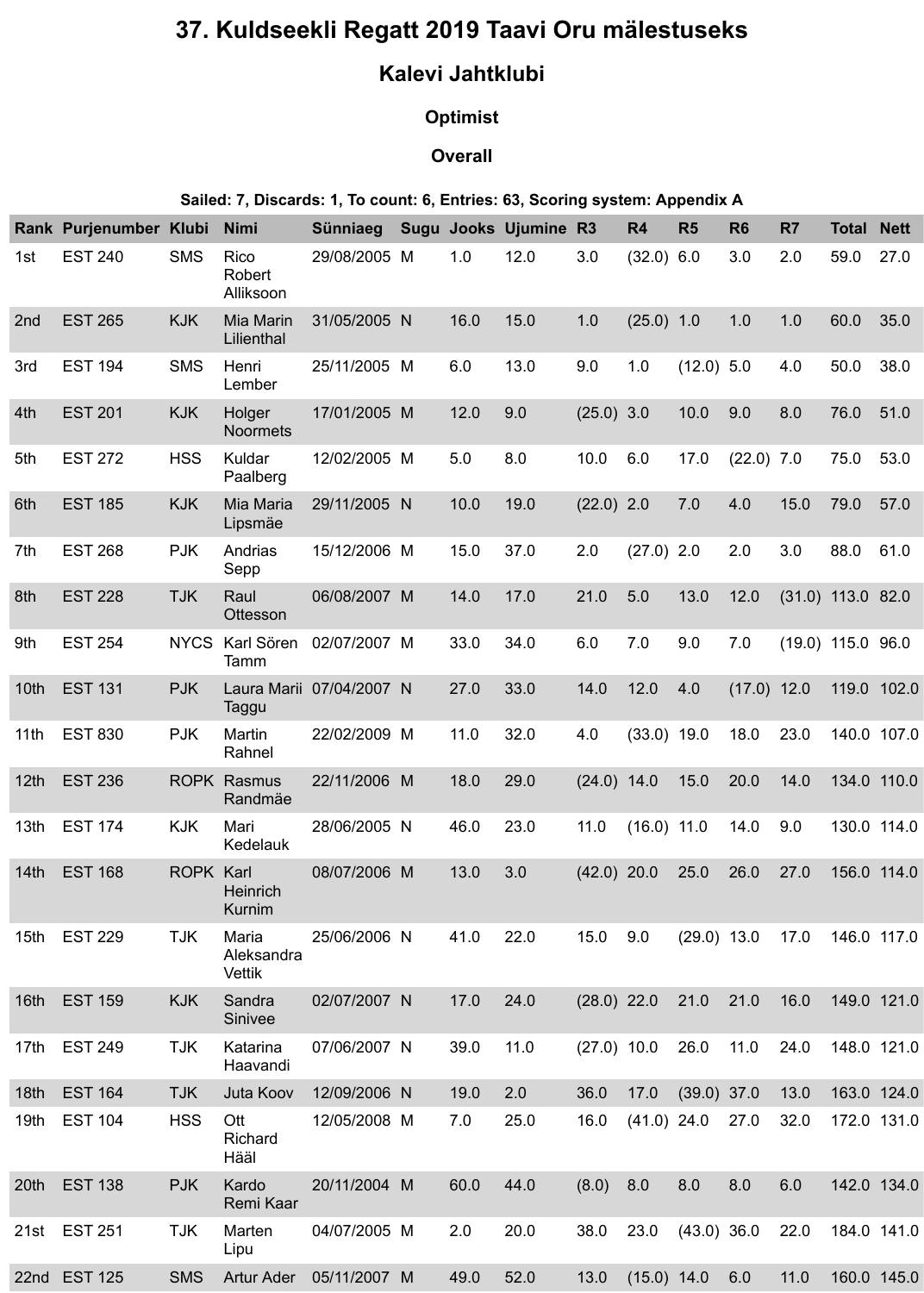# 37. Kuldseekli Regatt 2019 Taavi Oru mälestuseks

## Kalevi Jahtklubi

### Optimist

### Overall

**Sailed: 7, Discards: 1, To count: 6, Entries: 63, Scoring system: Appendix A**

| Rank | Purjenumber | Klubi | Nimi | Sünniaeg | Sugu | Jooks | Ujumine | R3 | R4 | R5 | R6 | R7 | Total | Nett |
|---|---|---|---|---|---|---|---|---|---|---|---|---|---|---|
| 1st | EST 240 | SMS | Rico Robert Alliksoon | 29/08/2005 | M | 1.0 | 12.0 | 3.0 | (32.0) | 6.0 | 3.0 | 2.0 | 59.0 | 27.0 |
| 2nd | EST 265 | KJK | Mia Marin Lilienthal | 31/05/2005 | N | 16.0 | 15.0 | 1.0 | (25.0) | 1.0 | 1.0 | 1.0 | 60.0 | 35.0 |
| 3rd | EST 194 | SMS | Henri Lember | 25/11/2005 | M | 6.0 | 13.0 | 9.0 | 1.0 | (12.0) | 5.0 | 4.0 | 50.0 | 38.0 |
| 4th | EST 201 | KJK | Holger Noormets | 17/01/2005 | M | 12.0 | 9.0 | (25.0) | 3.0 | 10.0 | 9.0 | 8.0 | 76.0 | 51.0 |
| 5th | EST 272 | HSS | Kuldar Paalberg | 12/02/2005 | M | 5.0 | 8.0 | 10.0 | 6.0 | 17.0 | (22.0) | 7.0 | 75.0 | 53.0 |
| 6th | EST 185 | KJK | Mia Maria Lipsmäe | 29/11/2005 | N | 10.0 | 19.0 | (22.0) | 2.0 | 7.0 | 4.0 | 15.0 | 79.0 | 57.0 |
| 7th | EST 268 | PJK | Andrias Sepp | 15/12/2006 | M | 15.0 | 37.0 | 2.0 | (27.0) | 2.0 | 2.0 | 3.0 | 88.0 | 61.0 |
| 8th | EST 228 | TJK | Raul Ottesson | 06/08/2007 | M | 14.0 | 17.0 | 21.0 | 5.0 | 13.0 | 12.0 | (31.0) | 113.0 | 82.0 |
| 9th | EST 254 | NYCS | Karl Sören Tamm | 02/07/2007 | M | 33.0 | 34.0 | 6.0 | 7.0 | 9.0 | 7.0 | (19.0) | 115.0 | 96.0 |
| 10th | EST 131 | PJK | Laura Marii Taggu | 07/04/2007 | N | 27.0 | 33.0 | 14.0 | 12.0 | 4.0 | (17.0) | 12.0 | 119.0 | 102.0 |
| 11th | EST 830 | PJK | Martin Rahnel | 22/02/2009 | M | 11.0 | 32.0 | 4.0 | (33.0) | 19.0 | 18.0 | 23.0 | 140.0 | 107.0 |
| 12th | EST 236 | ROPK | Rasmus Randmäe | 22/11/2006 | M | 18.0 | 29.0 | (24.0) | 14.0 | 15.0 | 20.0 | 14.0 | 134.0 | 110.0 |
| 13th | EST 174 | KJK | Mari Kedelauk | 28/06/2005 | N | 46.0 | 23.0 | 11.0 | (16.0) | 11.0 | 14.0 | 9.0 | 130.0 | 114.0 |
| 14th | EST 168 | ROPK | Karl Heinrich Kurnim | 08/07/2006 | M | 13.0 | 3.0 | (42.0) | 20.0 | 25.0 | 26.0 | 27.0 | 156.0 | 114.0 |
| 15th | EST 229 | TJK | Maria Aleksandra Vettik | 25/06/2006 | N | 41.0 | 22.0 | 15.0 | 9.0 | (29.0) | 13.0 | 17.0 | 146.0 | 117.0 |
| 16th | EST 159 | KJK | Sandra Sinivee | 02/07/2007 | N | 17.0 | 24.0 | (28.0) | 22.0 | 21.0 | 21.0 | 16.0 | 149.0 | 121.0 |
| 17th | EST 249 | TJK | Katarina Haavandi | 07/06/2007 | N | 39.0 | 11.0 | (27.0) | 10.0 | 26.0 | 11.0 | 24.0 | 148.0 | 121.0 |
| 18th | EST 164 | TJK | Juta Koov | 12/09/2006 | N | 19.0 | 2.0 | 36.0 | 17.0 | (39.0) | 37.0 | 13.0 | 163.0 | 124.0 |
| 19th | EST 104 | HSS | Ott Richard Hääl | 12/05/2008 | M | 7.0 | 25.0 | 16.0 | (41.0) | 24.0 | 27.0 | 32.0 | 172.0 | 131.0 |
| 20th | EST 138 | PJK | Kardo Remi Kaar | 20/11/2004 | M | 60.0 | 44.0 | (8.0) | 8.0 | 8.0 | 8.0 | 6.0 | 142.0 | 134.0 |
| 21st | EST 251 | TJK | Marten Lipu | 04/07/2005 | M | 2.0 | 20.0 | 38.0 | 23.0 | (43.0) | 36.0 | 22.0 | 184.0 | 141.0 |
| 22nd | EST 125 | SMS | Artur Ader | 05/11/2007 | M | 49.0 | 52.0 | 13.0 | (15.0) | 14.0 | 6.0 | 11.0 | 160.0 | 145.0 |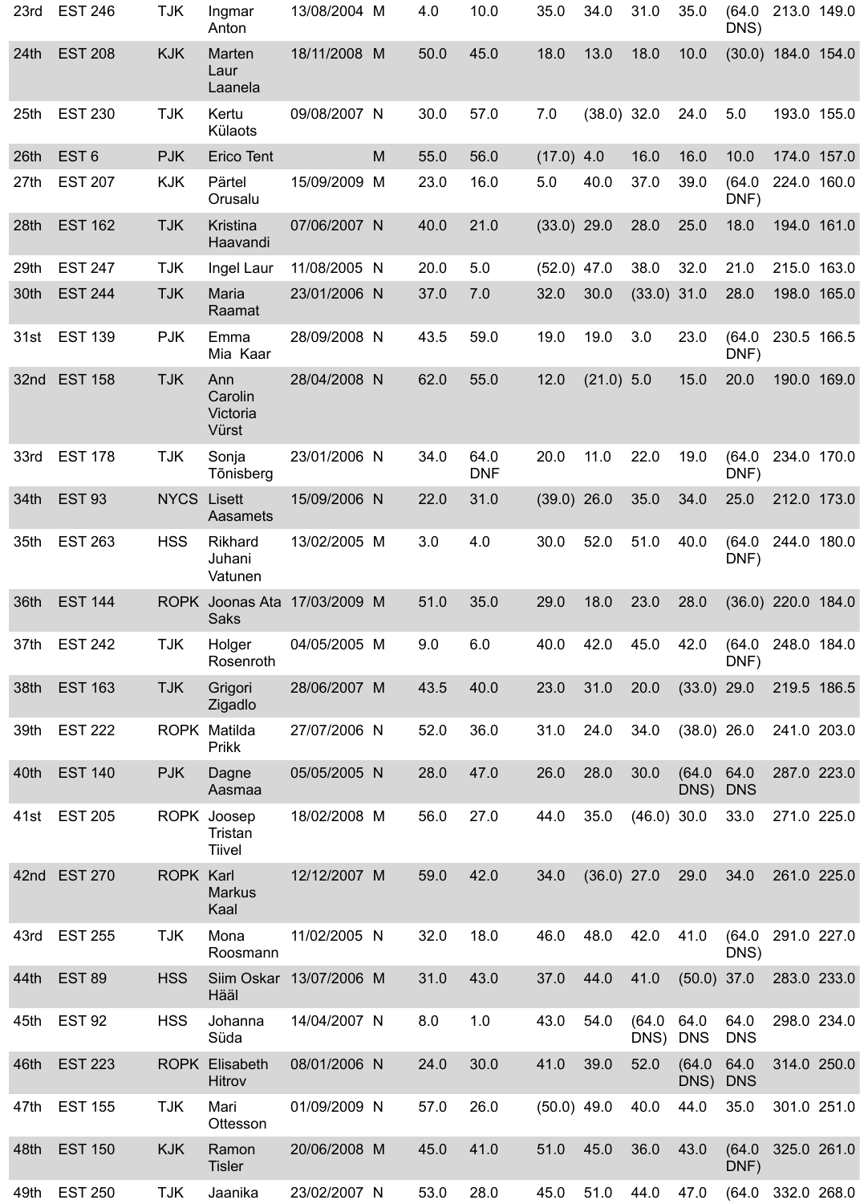| 23rd | EST 246 | TJK | Ingmar Anton | 13/08/2004 | M | 4.0 | 10.0 | 35.0 | 34.0 | 31.0 | 35.0 | (64.0 DNS) | 213.0 | 149.0 |
|---|---|---|---|---|---|---|---|---|---|---|---|---|---|---|
| 24th | EST 208 | KJK | Marten Laur Laanela | 18/11/2008 | M | 50.0 | 45.0 | 18.0 | 13.0 | 18.0 | 10.0 | (30.0) | 184.0 | 154.0 |
| 25th | EST 230 | TJK | Kertu Külaots | 09/08/2007 | N | 30.0 | 57.0 | 7.0 | (38.0) | 32.0 | 24.0 | 5.0 | 193.0 | 155.0 |
| 26th | EST 6 | PJK | Erico Tent | | M | 55.0 | 56.0 | (17.0) | 4.0 | 16.0 | 16.0 | 10.0 | 174.0 | 157.0 |
| 27th | EST 207 | KJK | Pärtel Orusalu | 15/09/2009 | M | 23.0 | 16.0 | 5.0 | 40.0 | 37.0 | 39.0 | (64.0 DNF) | 224.0 | 160.0 |
| 28th | EST 162 | TJK | Kristina Haavandi | 07/06/2007 | N | 40.0 | 21.0 | (33.0) | 29.0 | 28.0 | 25.0 | 18.0 | 194.0 | 161.0 |
| 29th | EST 247 | TJK | Ingel Laur | 11/08/2005 | N | 20.0 | 5.0 | (52.0) | 47.0 | 38.0 | 32.0 | 21.0 | 215.0 | 163.0 |
| 30th | EST 244 | TJK | Maria Raamat | 23/01/2006 | N | 37.0 | 7.0 | 32.0 | 30.0 | (33.0) | 31.0 | 28.0 | 198.0 | 165.0 |
| 31st | EST 139 | PJK | Emma Mia Kaar | 28/09/2008 | N | 43.5 | 59.0 | 19.0 | 19.0 | 3.0 | 23.0 | (64.0 DNF) | 230.5 | 166.5 |
| 32nd | EST 158 | TJK | Ann Carolin Victoria Vürst | 28/04/2008 | N | 62.0 | 55.0 | 12.0 | (21.0) | 5.0 | 15.0 | 20.0 | 190.0 | 169.0 |
| 33rd | EST 178 | TJK | Sonja Tõnisberg | 23/01/2006 | N | 34.0 | 64.0 DNF | 20.0 | 11.0 | 22.0 | 19.0 | (64.0 DNF) | 234.0 | 170.0 |
| 34th | EST 93 | NYCS | Lisett Aasamets | 15/09/2006 | N | 22.0 | 31.0 | (39.0) | 26.0 | 35.0 | 34.0 | 25.0 | 212.0 | 173.0 |
| 35th | EST 263 | HSS | Rikhard Juhani Vatunen | 13/02/2005 | M | 3.0 | 4.0 | 30.0 | 52.0 | 51.0 | 40.0 | (64.0 DNF) | 244.0 | 180.0 |
| 36th | EST 144 | ROPK | Joonas Ata Saks | 17/03/2009 | M | 51.0 | 35.0 | 29.0 | 18.0 | 23.0 | 28.0 | (36.0) | 220.0 | 184.0 |
| 37th | EST 242 | TJK | Holger Rosenroth | 04/05/2005 | M | 9.0 | 6.0 | 40.0 | 42.0 | 45.0 | 42.0 | (64.0 DNF) | 248.0 | 184.0 |
| 38th | EST 163 | TJK | Grigori Zigadlo | 28/06/2007 | M | 43.5 | 40.0 | 23.0 | 31.0 | 20.0 | (33.0) | 29.0 | 219.5 | 186.5 |
| 39th | EST 222 | ROPK | Matilda Prikk | 27/07/2006 | N | 52.0 | 36.0 | 31.0 | 24.0 | 34.0 | (38.0) | 26.0 | 241.0 | 203.0 |
| 40th | EST 140 | PJK | Dagne Aasmaa | 05/05/2005 | N | 28.0 | 47.0 | 26.0 | 28.0 | 30.0 | (64.0 DNS) | 64.0 DNS | 287.0 | 223.0 |
| 41st | EST 205 | ROPK | Joosep Tristan Tiivel | 18/02/2008 | M | 56.0 | 27.0 | 44.0 | 35.0 | (46.0) | 30.0 | 33.0 | 271.0 | 225.0 |
| 42nd | EST 270 | ROPK | Karl Markus Kaal | 12/12/2007 | M | 59.0 | 42.0 | 34.0 | (36.0) | 27.0 | 29.0 | 34.0 | 261.0 | 225.0 |
| 43rd | EST 255 | TJK | Mona Roosmann | 11/02/2005 | N | 32.0 | 18.0 | 46.0 | 48.0 | 42.0 | 41.0 | (64.0 DNS) | 291.0 | 227.0 |
| 44th | EST 89 | HSS | Siim Oskar Hääl | 13/07/2006 | M | 31.0 | 43.0 | 37.0 | 44.0 | 41.0 | (50.0) | 37.0 | 283.0 | 233.0 |
| 45th | EST 92 | HSS | Johanna Süda | 14/04/2007 | N | 8.0 | 1.0 | 43.0 | 54.0 | (64.0 DNS) | 64.0 DNS | 64.0 DNS | 298.0 | 234.0 |
| 46th | EST 223 | ROPK | Elisabeth Hitrov | 08/01/2006 | N | 24.0 | 30.0 | 41.0 | 39.0 | 52.0 | (64.0 DNS) | 64.0 DNS | 314.0 | 250.0 |
| 47th | EST 155 | TJK | Mari Ottesson | 01/09/2009 | N | 57.0 | 26.0 | (50.0) | 49.0 | 40.0 | 44.0 | 35.0 | 301.0 | 251.0 |
| 48th | EST 150 | KJK | Ramon Tisler | 20/06/2008 | M | 45.0 | 41.0 | 51.0 | 45.0 | 36.0 | 43.0 | (64.0 DNF) | 325.0 | 261.0 |
| 49th | EST 250 | TJK | Jaanika | 23/02/2007 | N | 53.0 | 28.0 | 45.0 | 51.0 | 44.0 | 47.0 | (64.0 | 332.0 | 268.0 |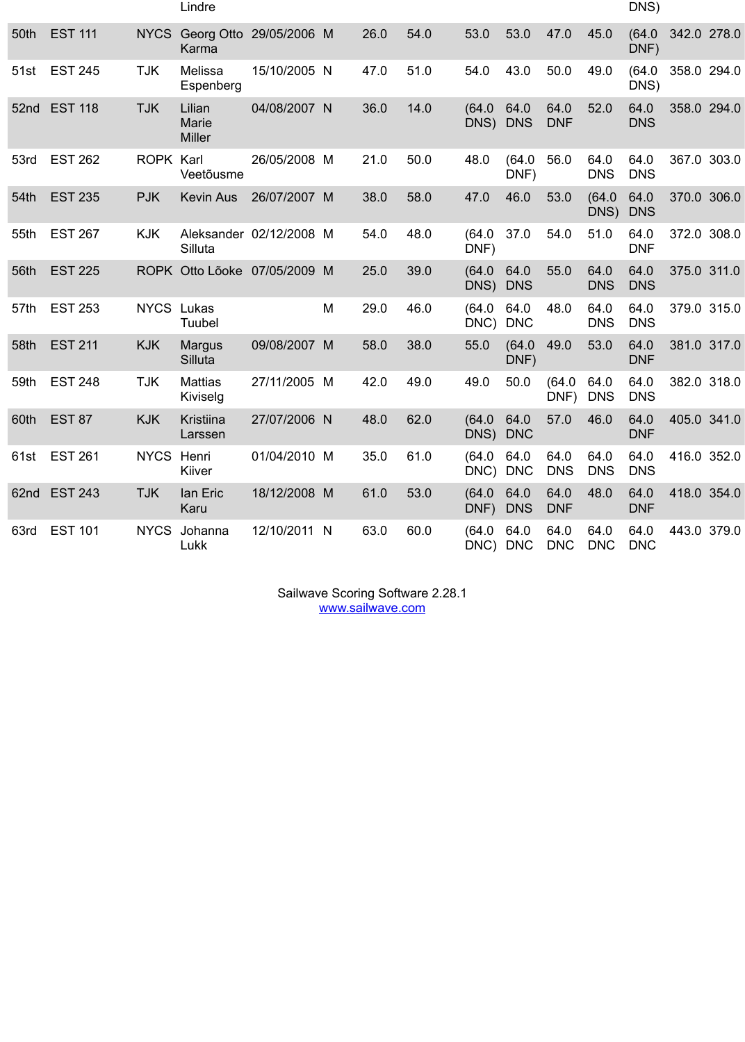| | | | | | | | | | | | | | | | |
|---|---|---|---|---|---|---|---|---|---|---|---|---|---|---|---|
| | | | Lindre | | | | | | | | | | DNS) | | |
| 50th | EST 111 | NYCS | Georg Otto Karma | 29/05/2006 | M | 26.0 | 54.0 | 53.0 | 53.0 | 47.0 | 45.0 | (64.0 DNF) | 342.0 | 278.0 |
| 51st | EST 245 | TJK | Melissa Espenberg | 15/10/2005 | N | 47.0 | 51.0 | 54.0 | 43.0 | 50.0 | 49.0 | (64.0 DNS) | 358.0 | 294.0 |
| 52nd | EST 118 | TJK | Lilian Marie Miller | 04/08/2007 | N | 36.0 | 14.0 | (64.0 DNS) | 64.0 DNS | 64.0 DNF | 52.0 | 64.0 DNS | 358.0 | 294.0 |
| 53rd | EST 262 | ROPK | Karl Veetõusme | 26/05/2008 | M | 21.0 | 50.0 | 48.0 | (64.0 DNF) | 56.0 | 64.0 DNS | 64.0 DNS | 367.0 | 303.0 |
| 54th | EST 235 | PJK | Kevin Aus | 26/07/2007 | M | 38.0 | 58.0 | 47.0 | 46.0 | 53.0 | (64.0 DNS) | 64.0 DNS | 370.0 | 306.0 |
| 55th | EST 267 | KJK | Aleksander Silluta | 02/12/2008 | M | 54.0 | 48.0 | (64.0 DNF) | 37.0 | 54.0 | 51.0 | 64.0 DNF | 372.0 | 308.0 |
| 56th | EST 225 | ROPK | Otto Lõoke | 07/05/2009 | M | 25.0 | 39.0 | (64.0 DNS) | 64.0 DNS | 55.0 | 64.0 DNS | 64.0 DNS | 375.0 | 311.0 |
| 57th | EST 253 | NYCS | Lukas Tuubel | | M | 29.0 | 46.0 | (64.0 DNC) | 64.0 DNC | 48.0 | 64.0 DNS | 64.0 DNS | 379.0 | 315.0 |
| 58th | EST 211 | KJK | Margus Silluta | 09/08/2007 | M | 58.0 | 38.0 | 55.0 | (64.0 DNF) | 49.0 | 53.0 | 64.0 DNF | 381.0 | 317.0 |
| 59th | EST 248 | TJK | Mattias Kiviselg | 27/11/2005 | M | 42.0 | 49.0 | 49.0 | 50.0 | (64.0 DNF) | 64.0 DNS | 64.0 DNS | 382.0 | 318.0 |
| 60th | EST 87 | KJK | Kristiina Larssen | 27/07/2006 | N | 48.0 | 62.0 | (64.0 DNS) | 64.0 DNC | 57.0 | 46.0 | 64.0 DNF | 405.0 | 341.0 |
| 61st | EST 261 | NYCS | Henri Kiiver | 01/04/2010 | M | 35.0 | 61.0 | (64.0 DNC) | 64.0 DNC | 64.0 DNS | 64.0 DNS | 64.0 DNS | 416.0 | 352.0 |
| 62nd | EST 243 | TJK | Ian Eric Karu | 18/12/2008 | M | 61.0 | 53.0 | (64.0 DNF) | 64.0 DNS | 64.0 DNF | 48.0 | 64.0 DNF | 418.0 | 354.0 |
| 63rd | EST 101 | NYCS | Johanna Lukk | 12/10/2011 | N | 63.0 | 60.0 | (64.0 DNC) | 64.0 DNC | 64.0 DNC | 64.0 DNC | 64.0 DNC | 443.0 | 379.0 |

Sailwave Scoring Software 2.28.1
www.sailwave.com